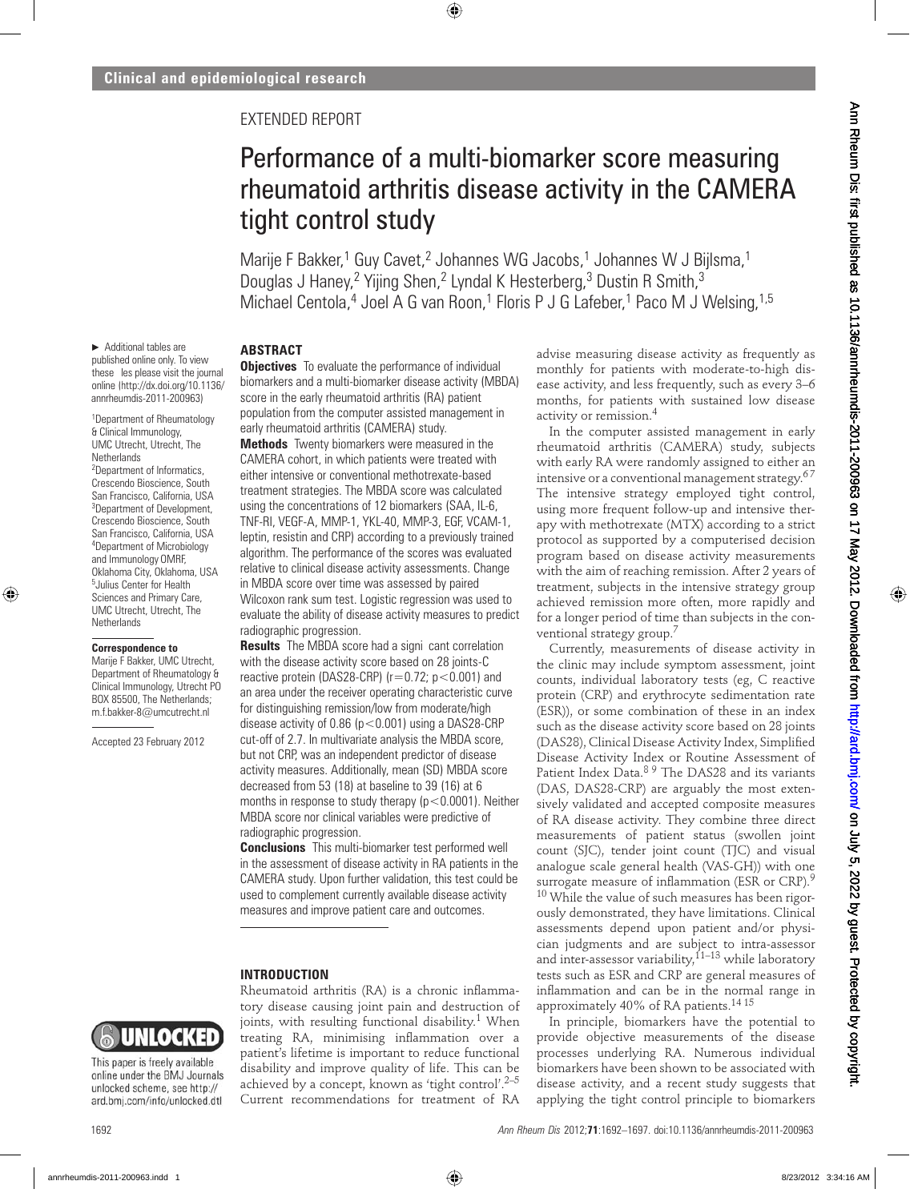Clinical and epidemiological research

EXTENDED REPORT

# Performance of a multi-biomarker score measuring rheumatoid arthritis disease activity in the CAMERA tight control study

Marije F Bakker,[1] Guy Cavet,[2] Johannes WG Jacobs,[1] Johannes W J Bijlsma,[1] Douglas J Haney,[2] Yijing Shen,[2] Lyndal K Hesterberg,[3] Dustin R Smith,[3] Michael Centola,[4] Joel A G van Roon,[1] Floris P J G Lafeber,[1] Paco M J Welsing,[1,5]

► Additional tables are published online only. To view these files please visit the journal online (http://dx.doi.org/10.1136/annrheumdis-2011-200963)

[1]Department of Rheumatology & Clinical Immunology, UMC Utrecht, Utrecht, The Netherlands
[2]Department of Informatics, Crescendo Bioscience, South San Francisco, California, USA
[3]Department of Development, Crescendo Bioscience, South San Francisco, California, USA
[4]Department of Microbiology and Immunology OMRF, Oklahoma City, Oklahoma, USA
[5]Julius Center for Health Sciences and Primary Care, UMC Utrecht, Utrecht, The Netherlands

**Correspondence to**
Marije F Bakker, UMC Utrecht, Department of Rheumatology & Clinical Immunology, Utrecht PO BOX 85500, The Netherlands; m.f.bakker-8@umcutrecht.nl

Accepted 23 February 2012

## ABSTRACT

**Objectives** To evaluate the performance of individual biomarkers and a multi-biomarker disease activity (MBDA) score in the early rheumatoid arthritis (RA) patient population from the computer assisted management in early rheumatoid arthritis (CAMERA) study.

**Methods** Twenty biomarkers were measured in the CAMERA cohort, in which patients were treated with either intensive or conventional methotrexate-based treatment strategies. The MBDA score was calculated using the concentrations of 12 biomarkers (SAA, IL-6, TNF-RI, VEGF-A, MMP-1, YKL-40, MMP-3, EGF, VCAM-1, leptin, resistin and CRP) according to a previously trained algorithm. The performance of the scores was evaluated relative to clinical disease activity assessments. Change in MBDA score over time was assessed by paired Wilcoxon rank sum test. Logistic regression was used to evaluate the ability of disease activity measures to predict radiographic progression.

**Results** The MBDA score had a significant correlation with the disease activity score based on 28 joints-C reactive protein (DAS28-CRP) ($r=0.72$; $p<0.001$) and an area under the receiver operating characteristic curve for distinguishing remission/low from moderate/high disease activity of 0.86 ($p<0.001$) using a DAS28-CRP cut-off of 2.7. In multivariate analysis the MBDA score, but not CRP, was an independent predictor of disease activity measures. Additionally, mean (SD) MBDA score decreased from 53 (18) at baseline to 39 (16) at 6 months in response to study therapy ($p<0.0001$). Neither MBDA score nor clinical variables were predictive of radiographic progression.

**Conclusions** This multi-biomarker test performed well in the assessment of disease activity in RA patients in the CAMERA study. Upon further validation, this test could be used to complement currently available disease activity measures and improve patient care and outcomes.

## INTRODUCTION

Rheumatoid arthritis (RA) is a chronic inflammatory disease causing joint pain and destruction of joints, with resulting functional disability.[1] When treating RA, minimising inflammation over a patient's lifetime is important to reduce functional disability and improve quality of life. This can be achieved by a concept, known as 'tight control'.[2–5] Current recommendations for treatment of RA advise measuring disease activity as frequently as monthly for patients with moderate-to-high disease activity, and less frequently, such as every 3–6 months, for patients with sustained low disease activity or remission.[4]

In the computer assisted management in early rheumatoid arthritis (CAMERA) study, subjects with early RA were randomly assigned to either an intensive or a conventional management strategy.[6 7] The intensive strategy employed tight control, using more frequent follow-up and intensive therapy with methotrexate (MTX) according to a strict protocol as supported by a computerised decision program based on disease activity measurements with the aim of reaching remission. After 2 years of treatment, subjects in the intensive strategy group achieved remission more often, more rapidly and for a longer period of time than subjects in the conventional strategy group.[7]

Currently, measurements of disease activity in the clinic may include symptom assessment, joint counts, individual laboratory tests (eg, C reactive protein (CRP) and erythrocyte sedimentation rate (ESR)), or some combination of these in an index such as the disease activity score based on 28 joints (DAS28), Clinical Disease Activity Index, Simplified Disease Activity Index or Routine Assessment of Patient Index Data.[8 9] The DAS28 and its variants (DAS, DAS28-CRP) are arguably the most extensively validated and accepted composite measures of RA disease activity. They combine three direct measurements of patient status (swollen joint count (SJC), tender joint count (TJC) and visual analogue scale general health (VAS-GH)) with one surrogate measure of inflammation (ESR or CRP).[9 10] While the value of such measures has been rigorously demonstrated, they have limitations. Clinical assessments depend upon patient and/or physician judgments and are subject to intra-assessor and inter-assessor variability,[11–13] while laboratory tests such as ESR and CRP are general measures of inflammation and can be in the normal range in approximately 40% of RA patients.[14 15]

In principle, biomarkers have the potential to provide objective measurements of the disease processes underlying RA. Numerous individual biomarkers have been shown to be associated with disease activity, and a recent study suggests that applying the tight control principle to biomarkers

UNLOCKED
This paper is freely available online under the BMJ Journals unlocked scheme, see http://ard.bmj.com/info/unlocked.dtl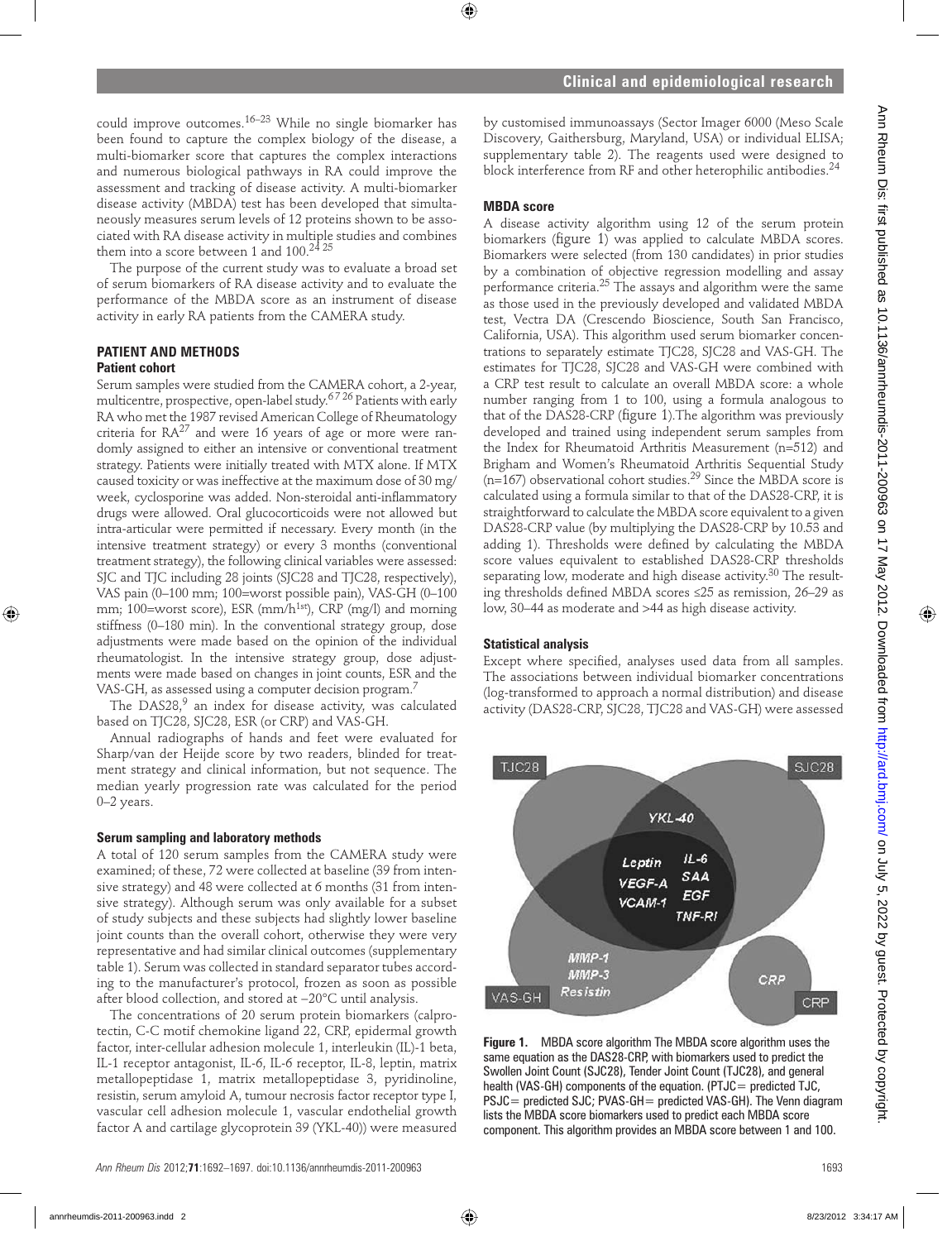could improve outcomes.[16–23] While no single biomarker has been found to capture the complex biology of the disease, a multi-biomarker score that captures the complex interactions and numerous biological pathways in RA could improve the assessment and tracking of disease activity. A multi-biomarker disease activity (MBDA) test has been developed that simultaneously measures serum levels of 12 proteins shown to be associated with RA disease activity in multiple studies and combines them into a score between 1 and 100.[24 25]

The purpose of the current study was to evaluate a broad set of serum biomarkers of RA disease activity and to evaluate the performance of the MBDA score as an instrument of disease activity in early RA patients from the CAMERA study.

## PATIENT AND METHODS

### Patient cohort

Serum samples were studied from the CAMERA cohort, a 2-year, multicentre, prospective, open-label study.[6 7 26] Patients with early RA who met the 1987 revised American College of Rheumatology criteria for RA[27] and were 16 years of age or more were randomly assigned to either an intensive or conventional treatment strategy. Patients were initially treated with MTX alone. If MTX caused toxicity or was ineffective at the maximum dose of 30 mg/week, cyclosporine was added. Non-steroidal anti-inflammatory drugs were allowed. Oral glucocorticoids were not allowed but intra-articular were permitted if necessary. Every month (in the intensive treatment strategy) or every 3 months (conventional treatment strategy), the following clinical variables were assessed: SJC and TJC including 28 joints (SJC28 and TJC28, respectively), VAS pain (0–100 mm; 100=worst possible pain), VAS-GH (0–100 mm; 100=worst score), ESR (mm/h[1st]), CRP (mg/l) and morning stiffness (0–180 min). In the conventional strategy group, dose adjustments were made based on the opinion of the individual rheumatologist. In the intensive strategy group, dose adjustments were made based on changes in joint counts, ESR and the VAS-GH, as assessed using a computer decision program.[7]

The DAS28,[9] an index for disease activity, was calculated based on TJC28, SJC28, ESR (or CRP) and VAS-GH.

Annual radiographs of hands and feet were evaluated for Sharp/van der Heijde score by two readers, blinded for treatment strategy and clinical information, but not sequence. The median yearly progression rate was calculated for the period 0–2 years.

### Serum sampling and laboratory methods

A total of 120 serum samples from the CAMERA study were examined; of these, 72 were collected at baseline (39 from intensive strategy) and 48 were collected at 6 months (31 from intensive strategy). Although serum was only available for a subset of study subjects and these subjects had slightly lower baseline joint counts than the overall cohort, otherwise they were very representative and had similar clinical outcomes (supplementary table 1). Serum was collected in standard separator tubes according to the manufacturer's protocol, frozen as soon as possible after blood collection, and stored at −20°C until analysis.

The concentrations of 20 serum protein biomarkers (calprotectin, C-C motif chemokine ligand 22, CRP, epidermal growth factor, inter-cellular adhesion molecule 1, interleukin (IL)-1 beta, IL-1 receptor antagonist, IL-6, IL-6 receptor, IL-8, leptin, matrix metallopeptidase 1, matrix metallopeptidase 3, pyridinoline, resistin, serum amyloid A, tumour necrosis factor receptor type I, vascular cell adhesion molecule 1, vascular endothelial growth factor A and cartilage glycoprotein 39 (YKL-40)) were measured by customised immunoassays (Sector Imager 6000 (Meso Scale Discovery, Gaithersburg, Maryland, USA) or individual ELISA; supplementary table 2). The reagents used were designed to block interference from RF and other heterophilic antibodies.[24]

### MBDA score

A disease activity algorithm using 12 of the serum protein biomarkers (figure 1) was applied to calculate MBDA scores. Biomarkers were selected (from 130 candidates) in prior studies by a combination of objective regression modelling and assay performance criteria.[25] The assays and algorithm were the same as those used in the previously developed and validated MBDA test, Vectra DA (Crescendo Bioscience, South San Francisco, California, USA). This algorithm used serum biomarker concentrations to separately estimate TJC28, SJC28 and VAS-GH. The estimates for TJC28, SJC28 and VAS-GH were combined with a CRP test result to calculate an overall MBDA score: a whole number ranging from 1 to 100, using a formula analogous to that of the DAS28-CRP (figure 1).The algorithm was previously developed and trained using independent serum samples from the Index for Rheumatoid Arthritis Measurement (n=512) and Brigham and Women's Rheumatoid Arthritis Sequential Study (n=167) observational cohort studies.[29] Since the MBDA score is calculated using a formula similar to that of the DAS28-CRP, it is straightforward to calculate the MBDA score equivalent to a given DAS28-CRP value (by multiplying the DAS28-CRP by 10.53 and adding 1). Thresholds were defined by calculating the MBDA score values equivalent to established DAS28-CRP thresholds separating low, moderate and high disease activity.[30] The resulting thresholds defined MBDA scores ≤25 as remission, 26–29 as low, 30–44 as moderate and >44 as high disease activity.

### Statistical analysis

Except where specified, analyses used data from all samples. The associations between individual biomarker concentrations (log-transformed to approach a normal distribution) and disease activity (DAS28-CRP, SJC28, TJC28 and VAS-GH) were assessed

**Figure 1.** MBDA score algorithm The MBDA score algorithm uses the same equation as the DAS28-CRP, with biomarkers used to predict the Swollen Joint Count (SJC28), Tender Joint Count (TJC28), and general health (VAS-GH) components of the equation. (PTJC= predicted TJC, PSJC= predicted SJC; PVAS-GH= predicted VAS-GH). The Venn diagram lists the MBDA score biomarkers used to predict each MBDA score component. This algorithm provides an MBDA score between 1 and 100.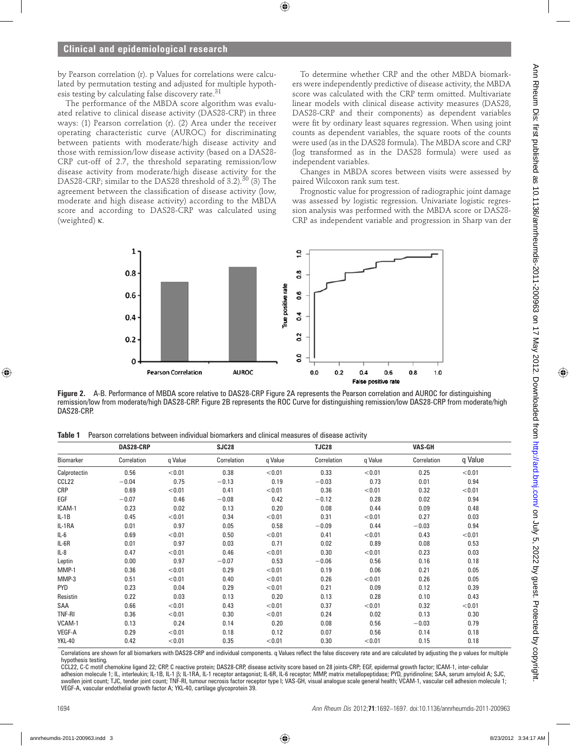by Pearson correlation (r). p Values for correlations were calculated by permutation testing and adjusted for multiple hypothesis testing by calculating false discovery rate.[31]

The performance of the MBDA score algorithm was evaluated relative to clinical disease activity (DAS28-CRP) in three ways: (1) Pearson correlation (r). (2) Area under the receiver operating characteristic curve (AUROC) for discriminating between patients with moderate/high disease activity and those with remission/low disease activity (based on a DAS28-CRP cut-off of 2.7, the threshold separating remission/low disease activity from moderate/high disease activity for the DAS28-CRP; similar to the DAS28 threshold of 3.2).[30] (3) The agreement between the classification of disease activity (low, moderate and high disease activity) according to the MBDA score and according to DAS28-CRP was calculated using (weighted) κ.

To determine whether CRP and the other MBDA biomarkers were independently predictive of disease activity, the MBDA score was calculated with the CRP term omitted. Multivariate linear models with clinical disease activity measures (DAS28, DAS28-CRP and their components) as dependent variables were fit by ordinary least squares regression. When using joint counts as dependent variables, the square roots of the counts were used (as in the DAS28 formula). The MBDA score and CRP (log transformed as in the DAS28 formula) were used as independent variables.

Changes in MBDA scores between visits were assessed by paired Wilcoxon rank sum test.

Prognostic value for progression of radiographic joint damage was assessed by logistic regression. Univariate logistic regression analysis was performed with the MBDA score or DAS28-CRP as independent variable and progression in Sharp van der

**Figure 2.** A-B. Performance of MBDA score relative to DAS28-CRP Figure 2A represents the Pearson correlation and AUROC for distinguishing remission/low from moderate/high DAS28-CRP. Figure 2B represents the ROC Curve for distinguishing remission/low DAS28-CRP from moderate/high DAS28-CRP.

**Table 1** Pearson correlations between individual biomarkers and clinical measures of disease activity

| | DAS28-CRP | | SJC28 | | TJC28 | | VAS-GH | |
|---|---|---|---|---|---|---|---|---|
| Biomarker | Correlation | q Value | Correlation | q Value | Correlation | q Value | Correlation | q Value |
| Calprotectin | 0.56 | <0.01 | 0.38 | <0.01 | 0.33 | <0.01 | 0.25 | <0.01 |
| CCL22 | −0.04 | 0.75 | −0.13 | 0.19 | −0.03 | 0.73 | 0.01 | 0.94 |
| CRP | 0.69 | <0.01 | 0.41 | <0.01 | 0.36 | <0.01 | 0.32 | <0.01 |
| EGF | −0.07 | 0.46 | −0.08 | 0.42 | −0.12 | 0.28 | 0.02 | 0.94 |
| ICAM-1 | 0.23 | 0.02 | 0.13 | 0.20 | 0.08 | 0.44 | 0.09 | 0.48 |
| IL-1B | 0.45 | <0.01 | 0.34 | <0.01 | 0.31 | <0.01 | 0.27 | 0.03 |
| IL-1RA | 0.01 | 0.97 | 0.05 | 0.58 | −0.09 | 0.44 | −0.03 | 0.94 |
| IL-6 | 0.69 | <0.01 | 0.50 | <0.01 | 0.41 | <0.01 | 0.43 | <0.01 |
| IL-6R | 0.01 | 0.97 | 0.03 | 0.71 | 0.02 | 0.89 | 0.08 | 0.53 |
| IL-8 | 0.47 | <0.01 | 0.46 | <0.01 | 0.30 | <0.01 | 0.23 | 0.03 |
| Leptin | 0.00 | 0.97 | −0.07 | 0.53 | −0.06 | 0.56 | 0.16 | 0.18 |
| MMP-1 | 0.36 | <0.01 | 0.29 | <0.01 | 0.19 | 0.06 | 0.21 | 0.05 |
| MMP-3 | 0.51 | <0.01 | 0.40 | <0.01 | 0.26 | <0.01 | 0.26 | 0.05 |
| PYD | 0.23 | 0.04 | 0.29 | <0.01 | 0.21 | 0.09 | 0.12 | 0.39 |
| Resistin | 0.22 | 0.03 | 0.13 | 0.20 | 0.13 | 0.28 | 0.10 | 0.43 |
| SAA | 0.66 | <0.01 | 0.43 | <0.01 | 0.37 | <0.01 | 0.32 | <0.01 |
| TNF-RI | 0.36 | <0.01 | 0.30 | <0.01 | 0.24 | 0.02 | 0.13 | 0.30 |
| VCAM-1 | 0.13 | 0.24 | 0.14 | 0.20 | 0.08 | 0.56 | −0.03 | 0.79 |
| VEGF-A | 0.29 | <0.01 | 0.18 | 0.12 | 0.07 | 0.56 | 0.14 | 0.18 |
| YKL-40 | 0.42 | <0.01 | 0.35 | <0.01 | 0.30 | <0.01 | 0.15 | 0.18 |

Correlations are shown for all biomarkers with DAS28-CRP and individual components. q Values reflect the false discovery rate and are calculated by adjusting the p values for multiple hypothesis testing.

CCL22, C-C motif chemokine ligand 22; CRP, C reactive protein; DAS28-CRP, disease activity score based on 28 joints-CRP; EGF, epidermal growth factor; ICAM-1, inter-cellular adhesion molecule 1; IL, interleukin; IL-1B, IL-1 β; IL-1RA, IL-1 receptor antagonist; IL-6R, IL-6 receptor; MMP, matrix metallopeptidase; PYD, pyridinoline; SAA, serum amyloid A; SJC, swollen joint count; TJC, tender joint count; TNF-RI, tumour necrosis factor receptor type I; VAS-GH, visual analogue scale general health; VCAM-1, vascular cell adhesion molecule 1; VEGF-A, vascular endothelial growth factor A; YKL-40, cartilage glycoprotein 39.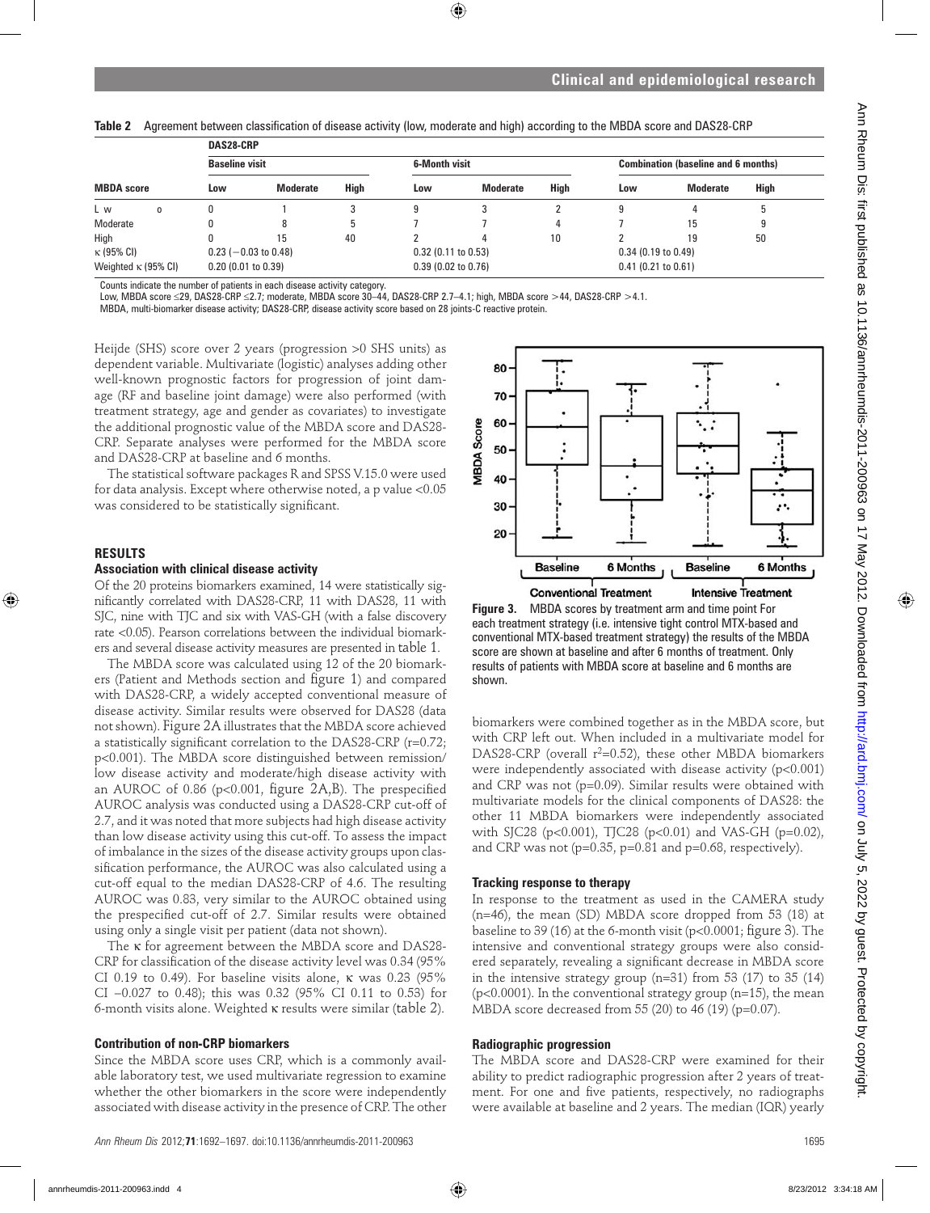**Table 2** Agreement between classification of disease activity (low, moderate and high) according to the MBDA score and DAS28-CRP

| MBDA score | DAS28-CRP Baseline visit Low | Moderate | High | 6-Month visit Low | Moderate | High | Combination (baseline and 6 months) Low | Moderate | High |
|---|---|---|---|---|---|---|---|---|---|
| Low | 0 | 1 | 3 | 9 | 3 | 2 | 9 | 4 | 5 |
| Moderate | 0 | 8 | 5 | 7 | 7 | 4 | 7 | 15 | 9 |
| High | 0 | 15 | 40 | 2 | 4 | 10 | 2 | 19 | 50 |
| κ (95% CI) | 0.23 (−0.03 to 0.48) | | | 0.32 (0.11 to 0.53) | | | 0.34 (0.19 to 0.49) | | |
| Weighted κ (95% CI) | 0.20 (0.01 to 0.39) | | | 0.39 (0.02 to 0.76) | | | 0.41 (0.21 to 0.61) | | |

Counts indicate the number of patients in each disease activity category.
Low, MBDA score ≤29, DAS28-CRP ≤2.7; moderate, MBDA score 30–44, DAS28-CRP 2.7–4.1; high, MBDA score >44, DAS28-CRP >4.1.
MBDA, multi-biomarker disease activity; DAS28-CRP, disease activity score based on 28 joints-C reactive protein.

Heijde (SHS) score over 2 years (progression >0 SHS units) as dependent variable. Multivariate (logistic) analyses adding other well-known prognostic factors for progression of joint damage (RF and baseline joint damage) were also performed (with treatment strategy, age and gender as covariates) to investigate the additional prognostic value of the MBDA score and DAS28-CRP. Separate analyses were performed for the MBDA score and DAS28-CRP at baseline and 6 months.

The statistical software packages R and SPSS V.15.0 were used for data analysis. Except where otherwise noted, a p value <0.05 was considered to be statistically significant.

## RESULTS

### Association with clinical disease activity

Of the 20 proteins biomarkers examined, 14 were statistically significantly correlated with DAS28-CRP, 11 with DAS28, 11 with SJC, nine with TJC and six with VAS-GH (with a false discovery rate <0.05). Pearson correlations between the individual biomarkers and several disease activity measures are presented in table 1.

The MBDA score was calculated using 12 of the 20 biomarkers (Patient and Methods section and figure 1) and compared with DAS28-CRP, a widely accepted conventional measure of disease activity. Similar results were observed for DAS28 (data not shown). Figure 2A illustrates that the MBDA score achieved a statistically significant correlation to the DAS28-CRP (r=0.72; p<0.001). The MBDA score distinguished between remission/low disease activity and moderate/high disease activity with an AUROC of 0.86 (p<0.001, figure 2A,B). The prespecified AUROC analysis was conducted using a DAS28-CRP cut-off of 2.7, and it was noted that more subjects had high disease activity than low disease activity using this cut-off. To assess the impact of imbalance in the sizes of the disease activity groups upon classification performance, the AUROC was also calculated using a cut-off equal to the median DAS28-CRP of 4.6. The resulting AUROC was 0.83, very similar to the AUROC obtained using the prespecified cut-off of 2.7. Similar results were obtained using only a single visit per patient (data not shown).

The κ for agreement between the MBDA score and DAS28-CRP for classification of the disease activity level was 0.34 (95% CI 0.19 to 0.49). For baseline visits alone, κ was 0.23 (95% CI −0.027 to 0.48); this was 0.32 (95% CI 0.11 to 0.53) for 6-month visits alone. Weighted κ results were similar (table 2).

### Contribution of non-CRP biomarkers

Since the MBDA score uses CRP, which is a commonly available laboratory test, we used multivariate regression to examine whether the other biomarkers in the score were independently associated with disease activity in the presence of CRP. The other biomarkers were combined together as in the MBDA score, but with CRP left out. When included in a multivariate model for DAS28-CRP (overall $r^2$=0.52), these other MBDA biomarkers were independently associated with disease activity (p<0.001) and CRP was not (p=0.09). Similar results were obtained with multivariate models for the clinical components of DAS28: the other 11 MBDA biomarkers were independently associated with SJC28 (p<0.001), TJC28 (p<0.01) and VAS-GH (p=0.02), and CRP was not (p=0.35, p=0.81 and p=0.68, respectively).

**Figure 3.** MBDA scores by treatment arm and time point For each treatment strategy (i.e. intensive tight control MTX-based and conventional MTX-based treatment strategy) the results of the MBDA score are shown at baseline and after 6 months of treatment. Only results of patients with MBDA score at baseline and 6 months are shown.

### Tracking response to therapy

In response to the treatment as used in the CAMERA study (n=46), the mean (SD) MBDA score dropped from 53 (18) at baseline to 39 (16) at the 6-month visit (p<0.0001; figure 3). The intensive and conventional strategy groups were also considered separately, revealing a significant decrease in MBDA score in the intensive strategy group (n=31) from 53 (17) to 35 (14) (p<0.0001). In the conventional strategy group (n=15), the mean MBDA score decreased from 55 (20) to 46 (19) (p=0.07).

### Radiographic progression

The MBDA score and DAS28-CRP were examined for their ability to predict radiographic progression after 2 years of treatment. For one and five patients, respectively, no radiographs were available at baseline and 2 years. The median (IQR) yearly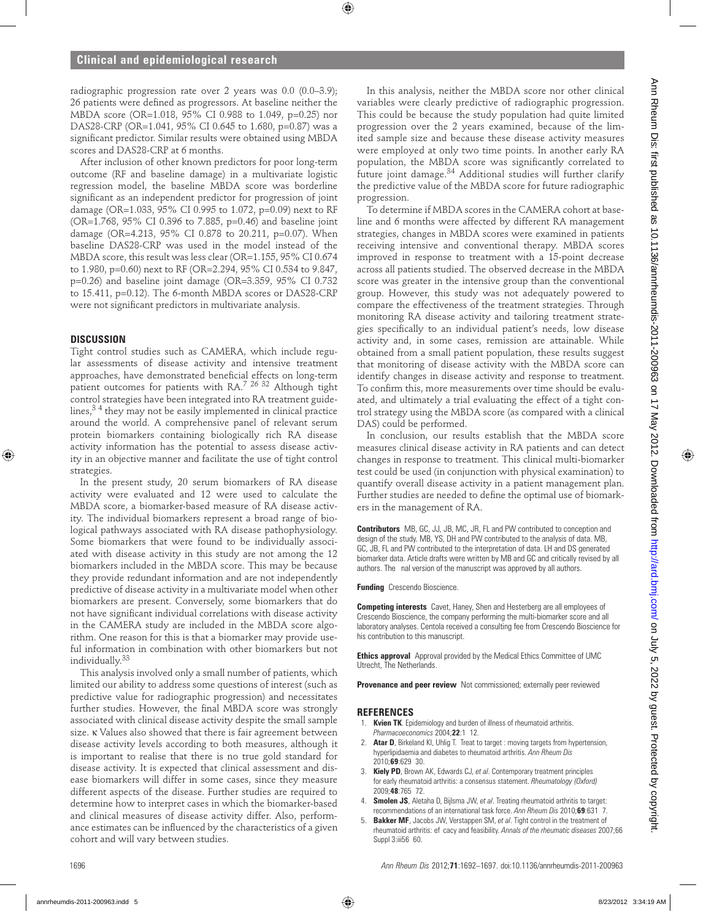radiographic progression rate over 2 years was 0.0 (0.0–3.9); 26 patients were defined as progressors. At baseline neither the MBDA score (OR=1.018, 95% CI 0.988 to 1.049, p=0.25) nor DAS28-CRP (OR=1.041, 95% CI 0.645 to 1.680, p=0.87) was a significant predictor. Similar results were obtained using MBDA scores and DAS28-CRP at 6 months.

After inclusion of other known predictors for poor long-term outcome (RF and baseline damage) in a multivariate logistic regression model, the baseline MBDA score was borderline significant as an independent predictor for progression of joint damage (OR=1.033, 95% CI 0.995 to 1.072, p=0.09) next to RF (OR=1.768, 95% CI 0.396 to 7.885, p=0.46) and baseline joint damage (OR=4.213, 95% CI 0.878 to 20.211, p=0.07). When baseline DAS28-CRP was used in the model instead of the MBDA score, this result was less clear (OR=1.155, 95% CI 0.674 to 1.980, p=0.60) next to RF (OR=2.294, 95% CI 0.534 to 9.847, p=0.26) and baseline joint damage (OR=3.359, 95% CI 0.732 to 15.411, p=0.12). The 6-month MBDA scores or DAS28-CRP were not significant predictors in multivariate analysis.

## DISCUSSION

Tight control studies such as CAMERA, which include regular assessments of disease activity and intensive treatment approaches, have demonstrated beneficial effects on long-term patient outcomes for patients with RA.[7 26 32] Although tight control strategies have been integrated into RA treatment guidelines,[3 4] they may not be easily implemented in clinical practice around the world. A comprehensive panel of relevant serum protein biomarkers containing biologically rich RA disease activity information has the potential to assess disease activity in an objective manner and facilitate the use of tight control strategies.

In the present study, 20 serum biomarkers of RA disease activity were evaluated and 12 were used to calculate the MBDA score, a biomarker-based measure of RA disease activity. The individual biomarkers represent a broad range of biological pathways associated with RA disease pathophysiology. Some biomarkers that were found to be individually associated with disease activity in this study are not among the 12 biomarkers included in the MBDA score. This may be because they provide redundant information and are not independently predictive of disease activity in a multivariate model when other biomarkers are present. Conversely, some biomarkers that do not have significant individual correlations with disease activity in the CAMERA study are included in the MBDA score algorithm. One reason for this is that a biomarker may provide useful information in combination with other biomarkers but not individually.[33]

This analysis involved only a small number of patients, which limited our ability to address some questions of interest (such as predictive value for radiographic progression) and necessitates further studies. However, the final MBDA score was strongly associated with clinical disease activity despite the small sample size. κ Values also showed that there is fair agreement between disease activity levels according to both measures, although it is important to realise that there is no true gold standard for disease activity. It is expected that clinical assessment and disease biomarkers will differ in some cases, since they measure different aspects of the disease. Further studies are required to determine how to interpret cases in which the biomarker-based and clinical measures of disease activity differ. Also, performance estimates can be influenced by the characteristics of a given cohort and will vary between studies.

In this analysis, neither the MBDA score nor other clinical variables were clearly predictive of radiographic progression. This could be because the study population had quite limited progression over the 2 years examined, because of the limited sample size and because these disease activity measures were employed at only two time points. In another early RA population, the MBDA score was significantly correlated to future joint damage.[34] Additional studies will further clarify the predictive value of the MBDA score for future radiographic progression.

To determine if MBDA scores in the CAMERA cohort at baseline and 6 months were affected by different RA management strategies, changes in MBDA scores were examined in patients receiving intensive and conventional therapy. MBDA scores improved in response to treatment with a 15-point decrease across all patients studied. The observed decrease in the MBDA score was greater in the intensive group than the conventional group. However, this study was not adequately powered to compare the effectiveness of the treatment strategies. Through monitoring RA disease activity and tailoring treatment strategies specifically to an individual patient's needs, low disease activity and, in some cases, remission are attainable. While obtained from a small patient population, these results suggest that monitoring of disease activity with the MBDA score can identify changes in disease activity and response to treatment. To confirm this, more measurements over time should be evaluated, and ultimately a trial evaluating the effect of a tight control strategy using the MBDA score (as compared with a clinical DAS) could be performed.

In conclusion, our results establish that the MBDA score measures clinical disease activity in RA patients and can detect changes in response to treatment. This clinical multi-biomarker test could be used (in conjunction with physical examination) to quantify overall disease activity in a patient management plan. Further studies are needed to define the optimal use of biomarkers in the management of RA.

**Contributors** MB, GC, JJ, JB, MC, JR, FL and PW contributed to conception and design of the study. MB, YS, DH and PW contributed to the analysis of data. MB, GC, JB, FL and PW contributed to the interpretation of data. LH and DS generated biomarker data. Article drafts were written by MB and GC and critically revised by all authors. The nal version of the manuscript was approved by all authors.

**Funding** Crescendo Bioscience.

**Competing interests** Cavet, Haney, Shen and Hesterberg are all employees of Crescendo Bioscience, the company performing the multi-biomarker score and all laboratory analyses. Centola received a consulting fee from Crescendo Bioscience for his contribution to this manuscript.

**Ethics approval** Approval provided by the Medical Ethics Committee of UMC Utrecht, The Netherlands.

**Provenance and peer review** Not commissioned; externally peer reviewed

## REFERENCES

1. **Kvien TK**. Epidemiology and burden of illness of rheumatoid arthritis. *Pharmacoeconomics* 2004;**22**:1 12.
2. **Atar D**, Birkeland KI, Uhlig T. Treat to target : moving targets from hypertension, hyperlipidaemia and diabetes to rheumatoid arthritis. *Ann Rheum Dis* 2010;**69**:629 30.
3. **Kiely PD**, Brown AK, Edwards CJ, *et al*. Contemporary treatment principles for early rheumatoid arthritis: a consensus statement. *Rheumatology (Oxford)* 2009;**48**:765 72.
4. **Smolen JS**, Aletaha D, Bijlsma JW, *et al*. Treating rheumatoid arthritis to target: recommendations of an international task force. *Ann Rheum Dis* 2010;**69**:631 7.
5. **Bakker MF**, Jacobs JW, Verstappen SM, *et al*. Tight control in the treatment of rheumatoid arthritis: ef cacy and feasibility. *Annals of the rheumatic diseases* 2007;66 Suppl 3:iii56 60.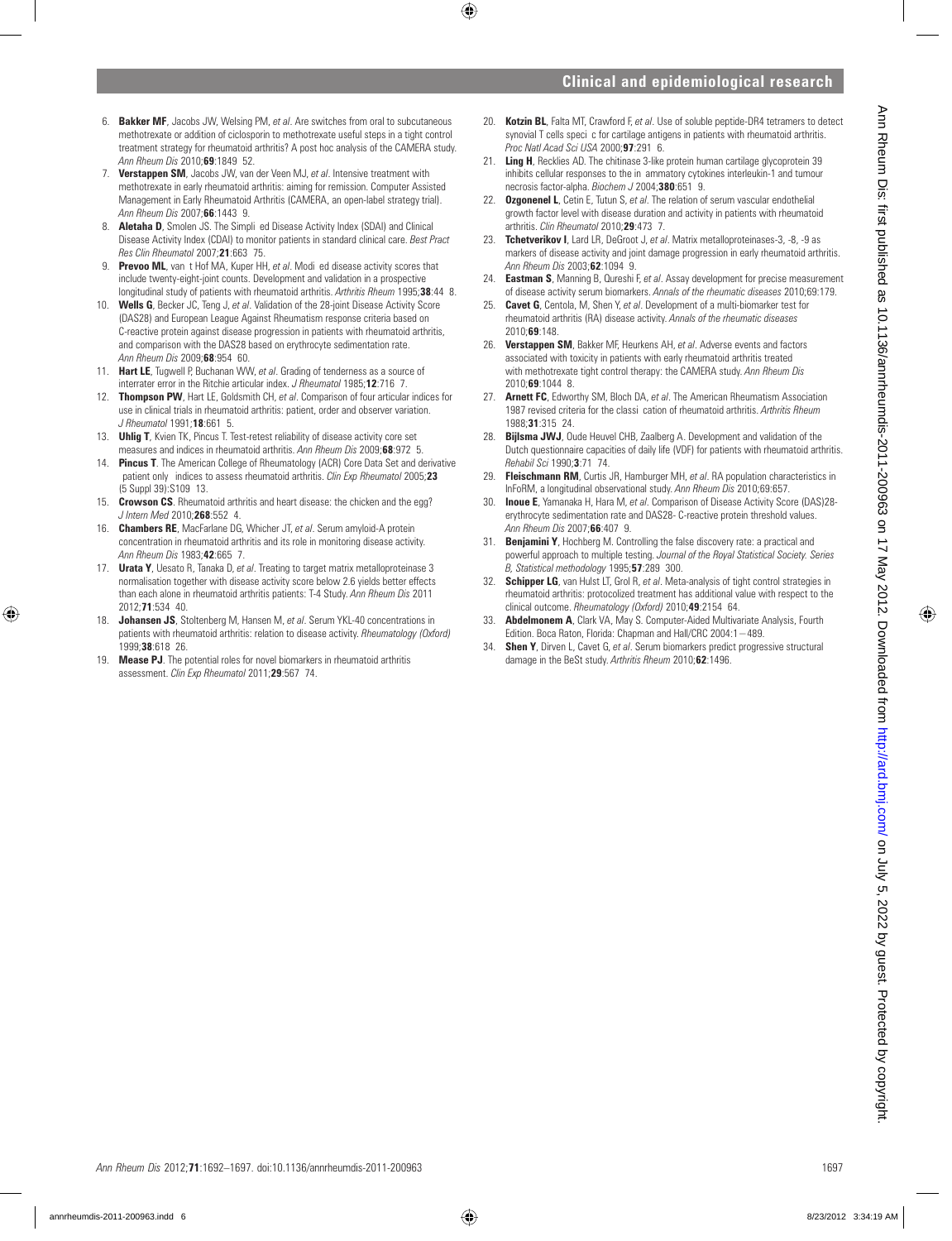6. **Bakker MF**, Jacobs JW, Welsing PM, *et al*. Are switches from oral to subcutaneous methotrexate or addition of ciclosporin to methotrexate useful steps in a tight control treatment strategy for rheumatoid arthritis? A post hoc analysis of the CAMERA study. *Ann Rheum Dis* 2010;**69**:1849 52.
7. **Verstappen SM**, Jacobs JW, van der Veen MJ, *et al*. Intensive treatment with methotrexate in early rheumatoid arthritis: aiming for remission. Computer Assisted Management in Early Rheumatoid Arthritis (CAMERA, an open-label strategy trial). *Ann Rheum Dis* 2007;**66**:1443 9.
8. **Aletaha D**, Smolen JS. The Simpli ed Disease Activity Index (SDAI) and Clinical Disease Activity Index (CDAI) to monitor patients in standard clinical care. *Best Pract Res Clin Rheumatol* 2007;**21**:663 75.
9. **Prevoo ML**, van t Hof MA, Kuper HH, *et al*. Modi ed disease activity scores that include twenty-eight-joint counts. Development and validation in a prospective longitudinal study of patients with rheumatoid arthritis. *Arthritis Rheum* 1995;**38**:44 8.
10. **Wells G**, Becker JC, Teng J, *et al*. Validation of the 28-joint Disease Activity Score (DAS28) and European League Against Rheumatism response criteria based on C-reactive protein against disease progression in patients with rheumatoid arthritis, and comparison with the DAS28 based on erythrocyte sedimentation rate. *Ann Rheum Dis* 2009;**68**:954 60.
11. **Hart LE**, Tugwell P, Buchanan WW, *et al*. Grading of tenderness as a source of interrater error in the Ritchie articular index. *J Rheumatol* 1985;**12**:716 7.
12. **Thompson PW**, Hart LE, Goldsmith CH, *et al*. Comparison of four articular indices for use in clinical trials in rheumatoid arthritis: patient, order and observer variation. *J Rheumatol* 1991;**18**:661 5.
13. **Uhlig T**, Kvien TK, Pincus T. Test-retest reliability of disease activity core set measures and indices in rheumatoid arthritis. *Ann Rheum Dis* 2009;**68**:972 5.
14. **Pincus T**. The American College of Rheumatology (ACR) Core Data Set and derivative patient only indices to assess rheumatoid arthritis. *Clin Exp Rheumatol* 2005;**23** (5 Suppl 39):S109 13.
15. **Crowson CS**. Rheumatoid arthritis and heart disease: the chicken and the egg? *J Intern Med* 2010;**268**:552 4.
16. **Chambers RE**, MacFarlane DG, Whicher JT, *et al*. Serum amyloid-A protein concentration in rheumatoid arthritis and its role in monitoring disease activity. *Ann Rheum Dis* 1983;**42**:665 7.
17. **Urata Y**, Uesato R, Tanaka D, *et al*. Treating to target matrix metalloproteinase 3 normalisation together with disease activity score below 2.6 yields better effects than each alone in rheumatoid arthritis patients: T-4 Study. *Ann Rheum Dis* 2011 2012;**71**:534 40.
18. **Johansen JS**, Stoltenberg M, Hansen M, *et al*. Serum YKL-40 concentrations in patients with rheumatoid arthritis: relation to disease activity. *Rheumatology (Oxford)* 1999;**38**:618 26.
19. **Mease PJ**. The potential roles for novel biomarkers in rheumatoid arthritis assessment. *Clin Exp Rheumatol* 2011;**29**:567 74.
20. **Kotzin BL**, Falta MT, Crawford F, *et al*. Use of soluble peptide-DR4 tetramers to detect synovial T cells speci c for cartilage antigens in patients with rheumatoid arthritis. *Proc Natl Acad Sci USA* 2000;**97**:291 6.
21. **Ling H**, Recklies AD. The chitinase 3-like protein human cartilage glycoprotein 39 inhibits cellular responses to the in ammatory cytokines interleukin-1 and tumour necrosis factor-alpha. *Biochem J* 2004;**380**:651 9.
22. **Ozgonenel L**, Cetin E, Tutun S, *et al*. The relation of serum vascular endothelial growth factor level with disease duration and activity in patients with rheumatoid arthritis. *Clin Rheumatol* 2010;**29**:473 7.
23. **Tchetverikov I**, Lard LR, DeGroot J, *et al*. Matrix metalloproteinases-3, -8, -9 as markers of disease activity and joint damage progression in early rheumatoid arthritis. *Ann Rheum Dis* 2003;**62**:1094 9.
24. **Eastman S**, Manning B, Qureshi F, *et al*. Assay development for precise measurement of disease activity serum biomarkers. *Annals of the rheumatic diseases* 2010;69:179.
25. **Cavet G**, Centola, M, Shen Y, *et al*. Development of a multi-biomarker test for rheumatoid arthritis (RA) disease activity. *Annals of the rheumatic diseases* 2010;**69**:148.
26. **Verstappen SM**, Bakker MF, Heurkens AH, *et al*. Adverse events and factors associated with toxicity in patients with early rheumatoid arthritis treated with methotrexate tight control therapy: the CAMERA study. *Ann Rheum Dis* 2010;**69**:1044 8.
27. **Arnett FC**, Edworthy SM, Bloch DA, *et al*. The American Rheumatism Association 1987 revised criteria for the classi cation of rheumatoid arthritis. *Arthritis Rheum* 1988;**31**:315 24.
28. **Bijlsma JWJ**, Oude Heuvel CHB, Zaalberg A. Development and validation of the Dutch questionnaire capacities of daily life (VDF) for patients with rheumatoid arthritis. *Rehabil Sci* 1990;**3**:71 74.
29. **Fleischmann RM**, Curtis JR, Hamburger MH, *et al*. RA population characteristics in InFoRM, a longitudinal observational study. *Ann Rheum Dis* 2010;69:657.
30. **Inoue E**, Yamanaka H, Hara M, *et al*. Comparison of Disease Activity Score (DAS)28-erythrocyte sedimentation rate and DAS28- C-reactive protein threshold values. *Ann Rheum Dis* 2007;**66**:407 9.
31. **Benjamini Y**, Hochberg M. Controlling the false discovery rate: a practical and powerful approach to multiple testing. *Journal of the Royal Statistical Society. Series B, Statistical methodology* 1995;**57**:289 300.
32. **Schipper LG**, van Hulst LT, Grol R, *et al*. Meta-analysis of tight control strategies in rheumatoid arthritis: protocolized treatment has additional value with respect to the clinical outcome. *Rheumatology (Oxford)* 2010;**49**:2154 64.
33. **Abdelmonem A**, Clark VA, May S. Computer-Aided Multivariate Analysis, Fourth Edition. Boca Raton, Florida: Chapman and Hall/CRC 2004:1−489.
34. **Shen Y**, Dirven L, Cavet G, *et al*. Serum biomarkers predict progressive structural damage in the BeSt study. *Arthritis Rheum* 2010;**62**:1496.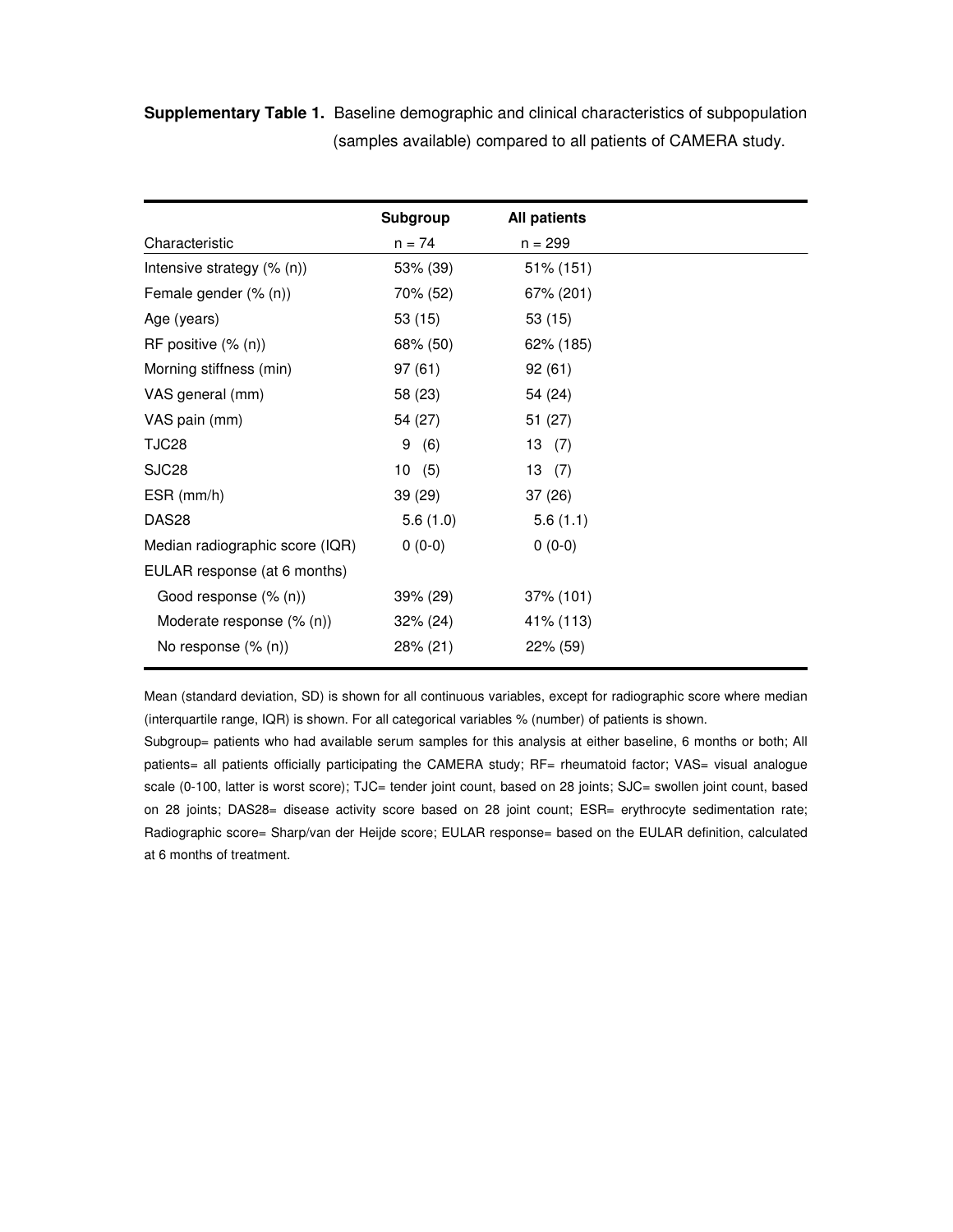**Supplementary Table 1.** Baseline demographic and clinical characteristics of subpopulation (samples available) compared to all patients of CAMERA study.

| Characteristic | Subgroup n = 74 | All patients n = 299 |
|---|---|---|
| Intensive strategy (% (n)) | 53% (39) | 51% (151) |
| Female gender (% (n)) | 70% (52) | 67% (201) |
| Age (years) | 53 (15) | 53 (15) |
| RF positive (% (n)) | 68% (50) | 62% (185) |
| Morning stiffness (min) | 97 (61) | 92 (61) |
| VAS general (mm) | 58 (23) | 54 (24) |
| VAS pain (mm) | 54 (27) | 51 (27) |
| TJC28 | 9 (6) | 13 (7) |
| SJC28 | 10 (5) | 13 (7) |
| ESR (mm/h) | 39 (29) | 37 (26) |
| DAS28 | 5.6 (1.0) | 5.6 (1.1) |
| Median radiographic score (IQR) | 0 (0-0) | 0 (0-0) |
| EULAR response (at 6 months) | | |
| Good response (% (n)) | 39% (29) | 37% (101) |
| Moderate response (% (n)) | 32% (24) | 41% (113) |
| No response (% (n)) | 28% (21) | 22% (59) |

Mean (standard deviation, SD) is shown for all continuous variables, except for radiographic score where median (interquartile range, IQR) is shown. For all categorical variables % (number) of patients is shown.

Subgroup= patients who had available serum samples for this analysis at either baseline, 6 months or both; All patients= all patients officially participating the CAMERA study; RF= rheumatoid factor; VAS= visual analogue scale (0-100, latter is worst score); TJC= tender joint count, based on 28 joints; SJC= swollen joint count, based on 28 joints; DAS28= disease activity score based on 28 joint count; ESR= erythrocyte sedimentation rate; Radiographic score= Sharp/van der Heijde score; EULAR response= based on the EULAR definition, calculated at 6 months of treatment.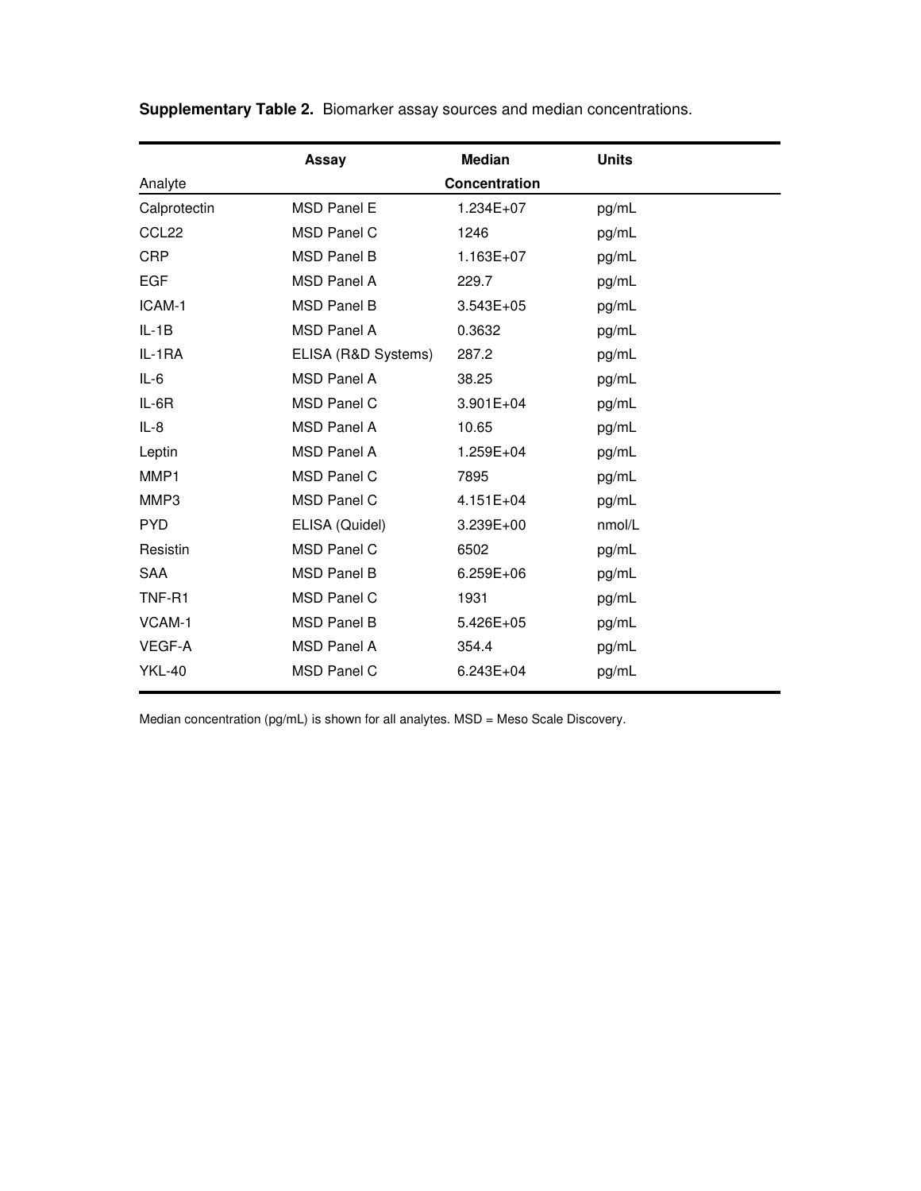**Supplementary Table 2.** Biomarker assay sources and median concentrations.

| Analyte | Assay | Median Concentration | Units |
|---|---|---|---|
| Calprotectin | MSD Panel E | 1.234E+07 | pg/mL |
| CCL22 | MSD Panel C | 1246 | pg/mL |
| CRP | MSD Panel B | 1.163E+07 | pg/mL |
| EGF | MSD Panel A | 229.7 | pg/mL |
| ICAM-1 | MSD Panel B | 3.543E+05 | pg/mL |
| IL-1B | MSD Panel A | 0.3632 | pg/mL |
| IL-1RA | ELISA (R&D Systems) | 287.2 | pg/mL |
| IL-6 | MSD Panel A | 38.25 | pg/mL |
| IL-6R | MSD Panel C | 3.901E+04 | pg/mL |
| IL-8 | MSD Panel A | 10.65 | pg/mL |
| Leptin | MSD Panel A | 1.259E+04 | pg/mL |
| MMP1 | MSD Panel C | 7895 | pg/mL |
| MMP3 | MSD Panel C | 4.151E+04 | pg/mL |
| PYD | ELISA (Quidel) | 3.239E+00 | nmol/L |
| Resistin | MSD Panel C | 6502 | pg/mL |
| SAA | MSD Panel B | 6.259E+06 | pg/mL |
| TNF-R1 | MSD Panel C | 1931 | pg/mL |
| VCAM-1 | MSD Panel B | 5.426E+05 | pg/mL |
| VEGF-A | MSD Panel A | 354.4 | pg/mL |
| YKL-40 | MSD Panel C | 6.243E+04 | pg/mL |

Median concentration (pg/mL) is shown for all analytes. MSD = Meso Scale Discovery.